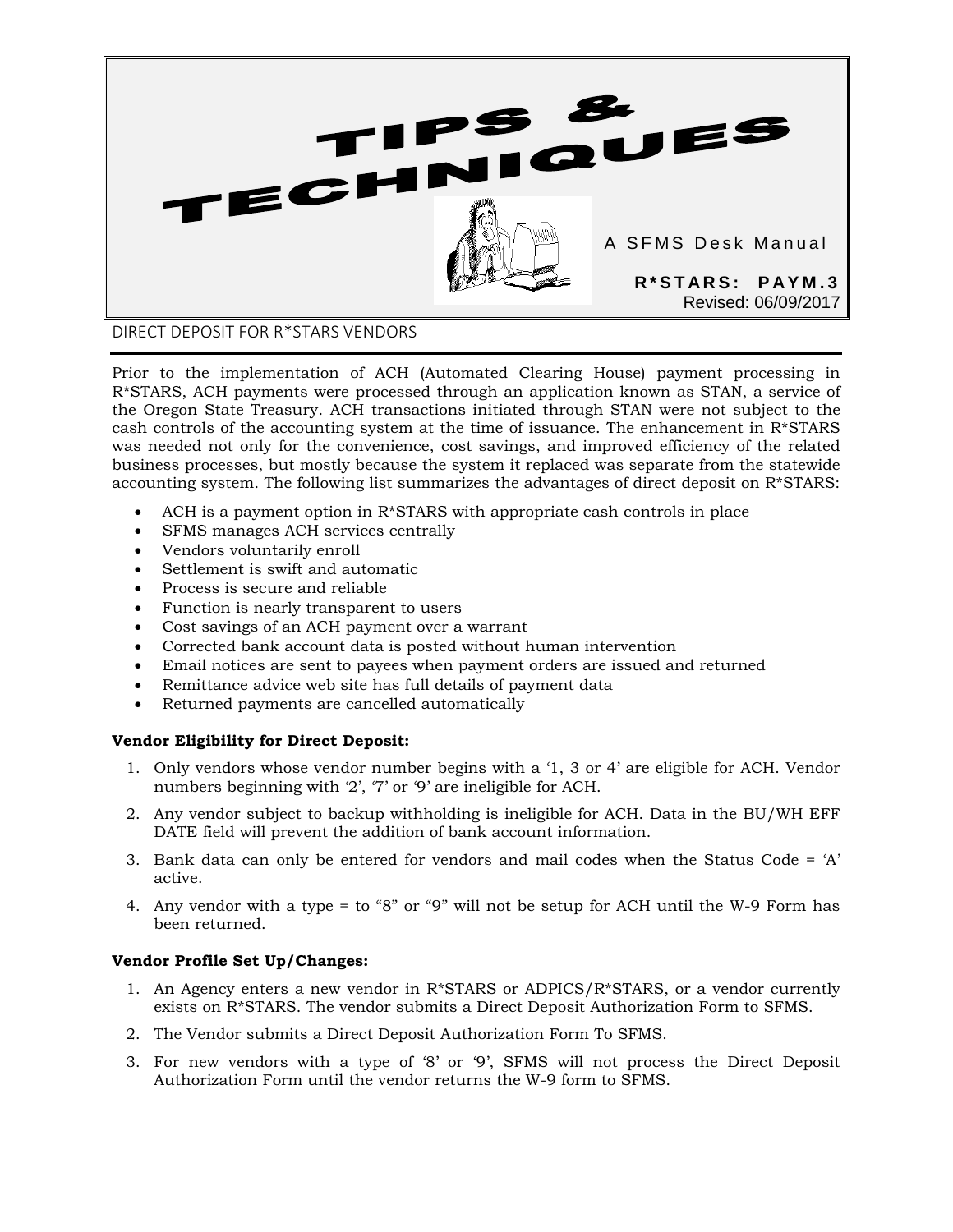# TIPS & TECHNIQUES

A SFMS Desk Manual

**R*STARS: PAYM.3**

Revised: 06/09/2017

## DIRECT DEPOSIT FOR R*STARS VENDORS

Prior to the implementation of ACH (Automated Clearing House) payment processing in R*STARS, ACH payments were processed through an application known as STAN, a service of the Oregon State Treasury. ACH transactions initiated through STAN were not subject to the cash controls of the accounting system at the time of issuance. The enhancement in R*STARS was needed not only for the convenience, cost savings, and improved efficiency of the related business processes, but mostly because the system it replaced was separate from the statewide accounting system. The following list summarizes the advantages of direct deposit on R*STARS:

- ACH is a payment option in R*STARS with appropriate cash controls in place
- SFMS manages ACH services centrally
- Vendors voluntarily enroll
- Settlement is swift and automatic
- Process is secure and reliable
- Function is nearly transparent to users
- Cost savings of an ACH payment over a warrant
- Corrected bank account data is posted without human intervention
- Email notices are sent to payees when payment orders are issued and returned
- Remittance advice web site has full details of payment data
- Returned payments are cancelled automatically

**Vendor Eligibility for Direct Deposit:**

1. Only vendors whose vendor number begins with a '1, 3 or 4' are eligible for ACH. Vendor numbers beginning with '2', '7' or '9' are ineligible for ACH.
2. Any vendor subject to backup withholding is ineligible for ACH. Data in the BU/WH EFF DATE field will prevent the addition of bank account information.
3. Bank data can only be entered for vendors and mail codes when the Status Code = 'A' active.
4. Any vendor with a type = to "8" or "9" will not be setup for ACH until the W-9 Form has been returned.

**Vendor Profile Set Up/Changes:**

1. An Agency enters a new vendor in R*STARS or ADPICS/R*STARS, or a vendor currently exists on R*STARS. The vendor submits a Direct Deposit Authorization Form to SFMS.
2. The Vendor submits a Direct Deposit Authorization Form To SFMS.
3. For new vendors with a type of '8' or '9', SFMS will not process the Direct Deposit Authorization Form until the vendor returns the W-9 form to SFMS.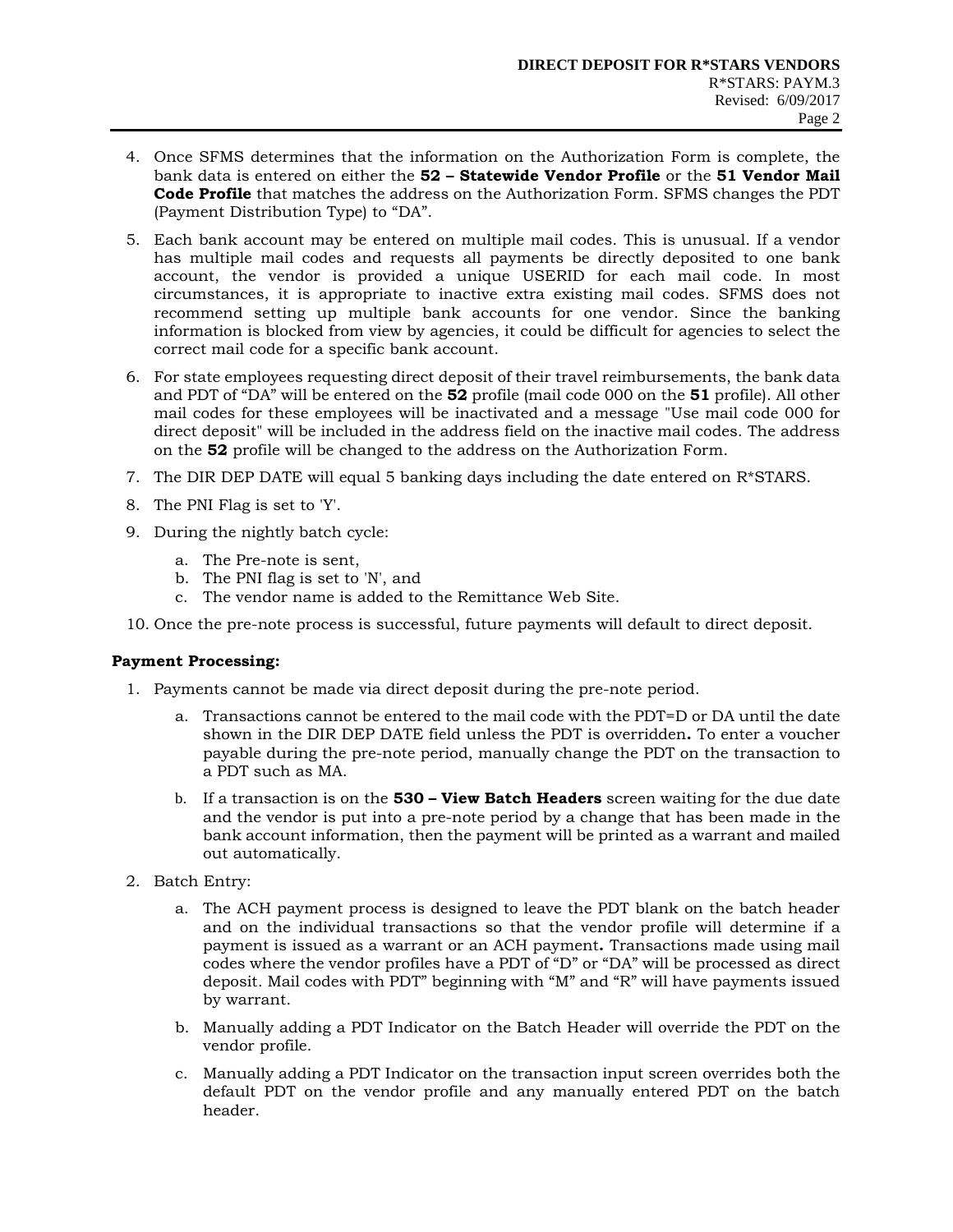4. Once SFMS determines that the information on the Authorization Form is complete, the bank data is entered on either the **52 – Statewide Vendor Profile** or the **51 Vendor Mail Code Profile** that matches the address on the Authorization Form. SFMS changes the PDT (Payment Distribution Type) to "DA".
5. Each bank account may be entered on multiple mail codes. This is unusual. If a vendor has multiple mail codes and requests all payments be directly deposited to one bank account, the vendor is provided a unique USERID for each mail code. In most circumstances, it is appropriate to inactive extra existing mail codes. SFMS does not recommend setting up multiple bank accounts for one vendor. Since the banking information is blocked from view by agencies, it could be difficult for agencies to select the correct mail code for a specific bank account.
6. For state employees requesting direct deposit of their travel reimbursements, the bank data and PDT of "DA" will be entered on the **52** profile (mail code 000 on the **51** profile). All other mail codes for these employees will be inactivated and a message "Use mail code 000 for direct deposit" will be included in the address field on the inactive mail codes. The address on the **52** profile will be changed to the address on the Authorization Form.
7. The DIR DEP DATE will equal 5 banking days including the date entered on R*STARS.
8. The PNI Flag is set to 'Y'.
9. During the nightly batch cycle:
   a. The Pre-note is sent,
   b. The PNI flag is set to 'N', and
   c. The vendor name is added to the Remittance Web Site.
10. Once the pre-note process is successful, future payments will default to direct deposit.

**Payment Processing:**

1. Payments cannot be made via direct deposit during the pre-note period.
   a. Transactions cannot be entered to the mail code with the PDT=D or DA until the date shown in the DIR DEP DATE field unless the PDT is overridden**.** To enter a voucher payable during the pre-note period, manually change the PDT on the transaction to a PDT such as MA.
   b. If a transaction is on the **530 – View Batch Headers** screen waiting for the due date and the vendor is put into a pre-note period by a change that has been made in the bank account information, then the payment will be printed as a warrant and mailed out automatically.
2. Batch Entry:
   a. The ACH payment process is designed to leave the PDT blank on the batch header and on the individual transactions so that the vendor profile will determine if a payment is issued as a warrant or an ACH payment**.** Transactions made using mail codes where the vendor profiles have a PDT of "D" or "DA" will be processed as direct deposit. Mail codes with PDT" beginning with "M" and "R" will have payments issued by warrant.
   b. Manually adding a PDT Indicator on the Batch Header will override the PDT on the vendor profile.
   c. Manually adding a PDT Indicator on the transaction input screen overrides both the default PDT on the vendor profile and any manually entered PDT on the batch header.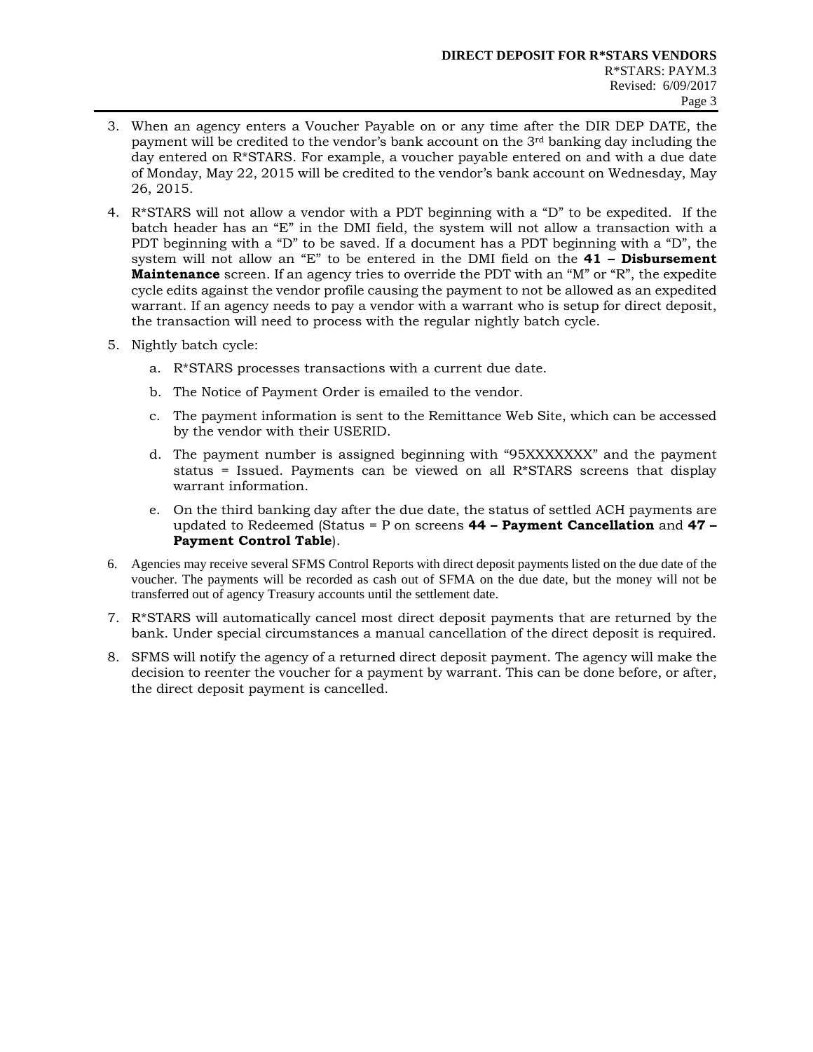3. When an agency enters a Voucher Payable on or any time after the DIR DEP DATE, the payment will be credited to the vendor's bank account on the 3rd banking day including the day entered on R*STARS. For example, a voucher payable entered on and with a due date of Monday, May 22, 2015 will be credited to the vendor's bank account on Wednesday, May 26, 2015.

4. R*STARS will not allow a vendor with a PDT beginning with a "D" to be expedited. If the batch header has an "E" in the DMI field, the system will not allow a transaction with a PDT beginning with a "D" to be saved. If a document has a PDT beginning with a "D", the system will not allow an "E" to be entered in the DMI field on the **41 – Disbursement Maintenance** screen. If an agency tries to override the PDT with an "M" or "R", the expedite cycle edits against the vendor profile causing the payment to not be allowed as an expedited warrant. If an agency needs to pay a vendor with a warrant who is setup for direct deposit, the transaction will need to process with the regular nightly batch cycle.

5. Nightly batch cycle:

   a. R*STARS processes transactions with a current due date.

   b. The Notice of Payment Order is emailed to the vendor.

   c. The payment information is sent to the Remittance Web Site, which can be accessed by the vendor with their USERID.

   d. The payment number is assigned beginning with "95XXXXXXX" and the payment status = Issued. Payments can be viewed on all R*STARS screens that display warrant information.

   e. On the third banking day after the due date, the status of settled ACH payments are updated to Redeemed (Status = P on screens **44 – Payment Cancellation** and **47 – Payment Control Table**).

6. Agencies may receive several SFMS Control Reports with direct deposit payments listed on the due date of the voucher. The payments will be recorded as cash out of SFMA on the due date, but the money will not be transferred out of agency Treasury accounts until the settlement date.

7. R*STARS will automatically cancel most direct deposit payments that are returned by the bank. Under special circumstances a manual cancellation of the direct deposit is required.

8. SFMS will notify the agency of a returned direct deposit payment. The agency will make the decision to reenter the voucher for a payment by warrant. This can be done before, or after, the direct deposit payment is cancelled.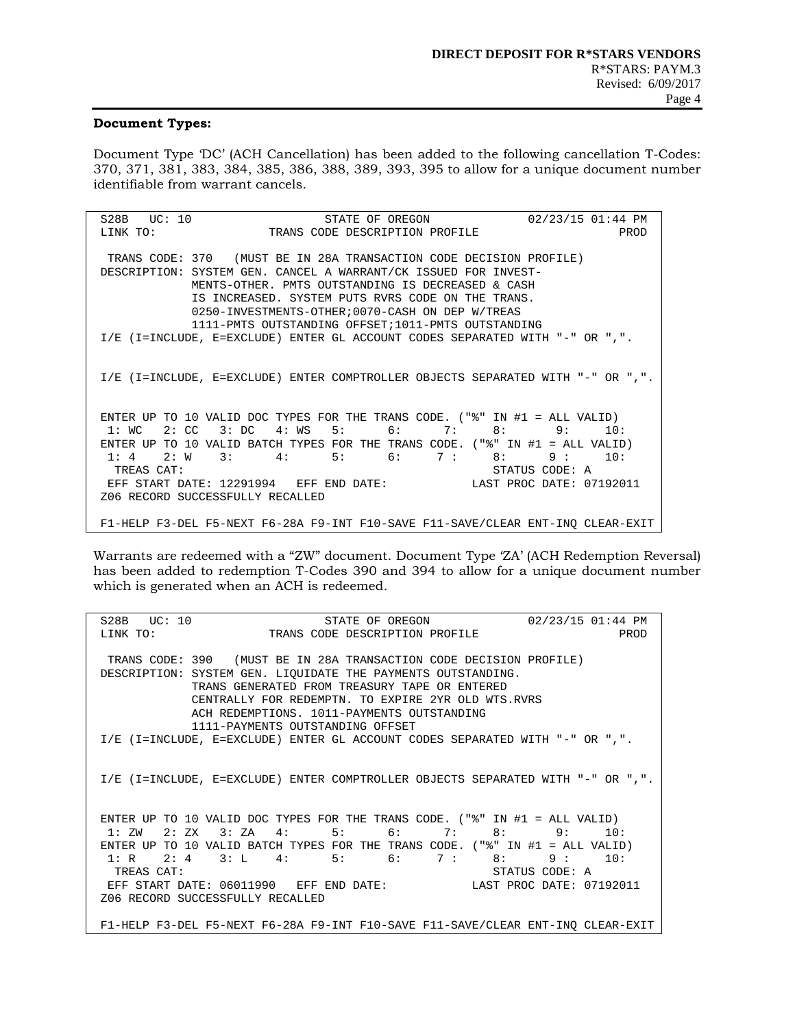**Document Types:**

Document Type 'DC' (ACH Cancellation) has been added to the following cancellation T-Codes: 370, 371, 381, 383, 384, 385, 386, 388, 389, 393, 395 to allow for a unique document number identifiable from warrant cancels.

```
S28B   UC: 10                    STATE OF OREGON             02/23/15 01:44 PM
LINK TO:                 TRANS CODE DESCRIPTION PROFILE                   PROD

 TRANS CODE: 370   (MUST BE IN 28A TRANSACTION CODE DECISION PROFILE)
DESCRIPTION: SYSTEM GEN. CANCEL A WARRANT/CK ISSUED FOR INVEST-
             MENTS-OTHER. PMTS OUTSTANDING IS DECREASED & CASH
             IS INCREASED. SYSTEM PUTS RVRS CODE ON THE TRANS.
             0250-INVESTMENTS-OTHER;0070-CASH ON DEP W/TREAS
             1111-PMTS OUTSTANDING OFFSET;1011-PMTS OUTSTANDING
I/E (I=INCLUDE, E=EXCLUDE) ENTER GL ACCOUNT CODES SEPARATED WITH "-" OR ",".


I/E (I=INCLUDE, E=EXCLUDE) ENTER COMPTROLLER OBJECTS SEPARATED WITH "-" OR ",".


ENTER UP TO 10 VALID DOC TYPES FOR THE TRANS CODE. ("%" IN #1 = ALL VALID)
 1: WC   2: CC   3: DC   4: WS   5:      6:      7:      8:      9:     10:
ENTER UP TO 10 VALID BATCH TYPES FOR THE TRANS CODE. ("%" IN #1 = ALL VALID)
 1: 4    2: W    3:      4:      5:      6:     7 :     8:      9 :     10:
  TREAS CAT:                                           STATUS CODE: A
 EFF START DATE: 12291994   EFF END DATE:           LAST PROC DATE: 07192011
Z06 RECORD SUCCESSFULLY RECALLED

F1-HELP F3-DEL F5-NEXT F6-28A F9-INT F10-SAVE F11-SAVE/CLEAR ENT-INQ CLEAR-EXIT
```

Warrants are redeemed with a "ZW" document. Document Type 'ZA' (ACH Redemption Reversal) has been added to redemption T-Codes 390 and 394 to allow for a unique document number which is generated when an ACH is redeemed.

```
S28B   UC: 10                    STATE OF OREGON             02/23/15 01:44 PM
LINK TO:                 TRANS CODE DESCRIPTION PROFILE                   PROD

 TRANS CODE: 390   (MUST BE IN 28A TRANSACTION CODE DECISION PROFILE)
DESCRIPTION: SYSTEM GEN. LIQUIDATE THE PAYMENTS OUTSTANDING.
             TRANS GENERATED FROM TREASURY TAPE OR ENTERED
             CENTRALLY FOR REDEMPTN. TO EXPIRE 2YR OLD WTS.RVRS
             ACH REDEMPTIONS. 1011-PAYMENTS OUTSTANDING
             1111-PAYMENTS OUTSTANDING OFFSET
I/E (I=INCLUDE, E=EXCLUDE) ENTER GL ACCOUNT CODES SEPARATED WITH "-" OR ",".


I/E (I=INCLUDE, E=EXCLUDE) ENTER COMPTROLLER OBJECTS SEPARATED WITH "-" OR ",".


ENTER UP TO 10 VALID DOC TYPES FOR THE TRANS CODE. ("%" IN #1 = ALL VALID)
 1: ZW   2: ZX   3: ZA   4:      5:      6:      7:      8:      9:     10:
ENTER UP TO 10 VALID BATCH TYPES FOR THE TRANS CODE. ("%" IN #1 = ALL VALID)
 1: R    2: 4    3: L    4:      5:      6:     7 :     8:      9 :     10:
  TREAS CAT:                                           STATUS CODE: A
 EFF START DATE: 06011990   EFF END DATE:           LAST PROC DATE: 07192011
Z06 RECORD SUCCESSFULLY RECALLED

F1-HELP F3-DEL F5-NEXT F6-28A F9-INT F10-SAVE F11-SAVE/CLEAR ENT-INQ CLEAR-EXIT
```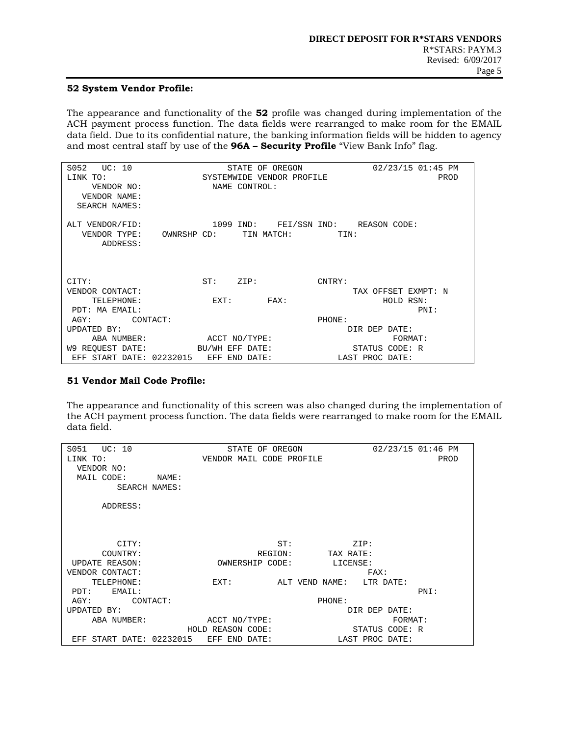**52 System Vendor Profile:**

The appearance and functionality of the **52** profile was changed during implementation of the ACH payment process function. The data fields were rearranged to make room for the EMAIL data field. Due to its confidential nature, the banking information fields will be hidden to agency and most central staff by use of the **96A – Security Profile** "View Bank Info" flag.

```
S052   UC: 10                  STATE OF OREGON              02/23/15 01:45 PM
LINK TO:                   SYSTEMWIDE VENDOR PROFILE                      PROD
     VENDOR NO:              NAME CONTROL:
   VENDOR NAME:
  SEARCH NAMES:

ALT VENDOR/FID:              1099 IND:    FEI/SSN IND:    REASON CODE:
   VENDOR TYPE:    OWNRSHP CD:     TIN MATCH:         TIN:
       ADDRESS:



CITY:                      ST:    ZIP:            CNTRY:
VENDOR CONTACT:                                            TAX OFFSET EXMPT: N
     TELEPHONE:                EXT:        FAX:                  HOLD RSN:
 PDT: MA EMAIL:                                                       PNI:
 AGY:       CONTACT:                                PHONE:
UPDATED BY:                                               DIR DEP DATE:
     ABA NUMBER:           ACCT NO/TYPE:                          FORMAT:
W9 REQUEST DATE:         BU/WH EFF DATE:                   STATUS CODE: R
 EFF START DATE: 02232015   EFF END DATE:             LAST PROC DATE:
```

**51 Vendor Mail Code Profile:**

The appearance and functionality of this screen was also changed during the implementation of the ACH payment process function. The data fields were rearranged to make room for the EMAIL data field.

```
S051   UC: 10                  STATE OF OREGON              02/23/15 01:46 PM
LINK TO:                   VENDOR MAIL CODE PROFILE                       PROD
  VENDOR NO:
  MAIL CODE:      NAME:
          SEARCH NAMES:

       ADDRESS:



          CITY:                          ST:           ZIP:
       COUNTRY:                      REGION:       TAX RATE:
 UPDATE REASON:              OWNERSHIP CODE:        LICENSE:
VENDOR CONTACT:                                           FAX:
     TELEPHONE:                EXT:         ALT VEND NAME:   LTR DATE:
 PDT:    EMAIL:                                                       PNI:
 AGY:       CONTACT:                                PHONE:
UPDATED BY:                                               DIR DEP DATE:
     ABA NUMBER:           ACCT NO/TYPE:                          FORMAT:
                        HOLD REASON CODE:                  STATUS CODE: R
 EFF START DATE: 02232015   EFF END DATE:             LAST PROC DATE:
```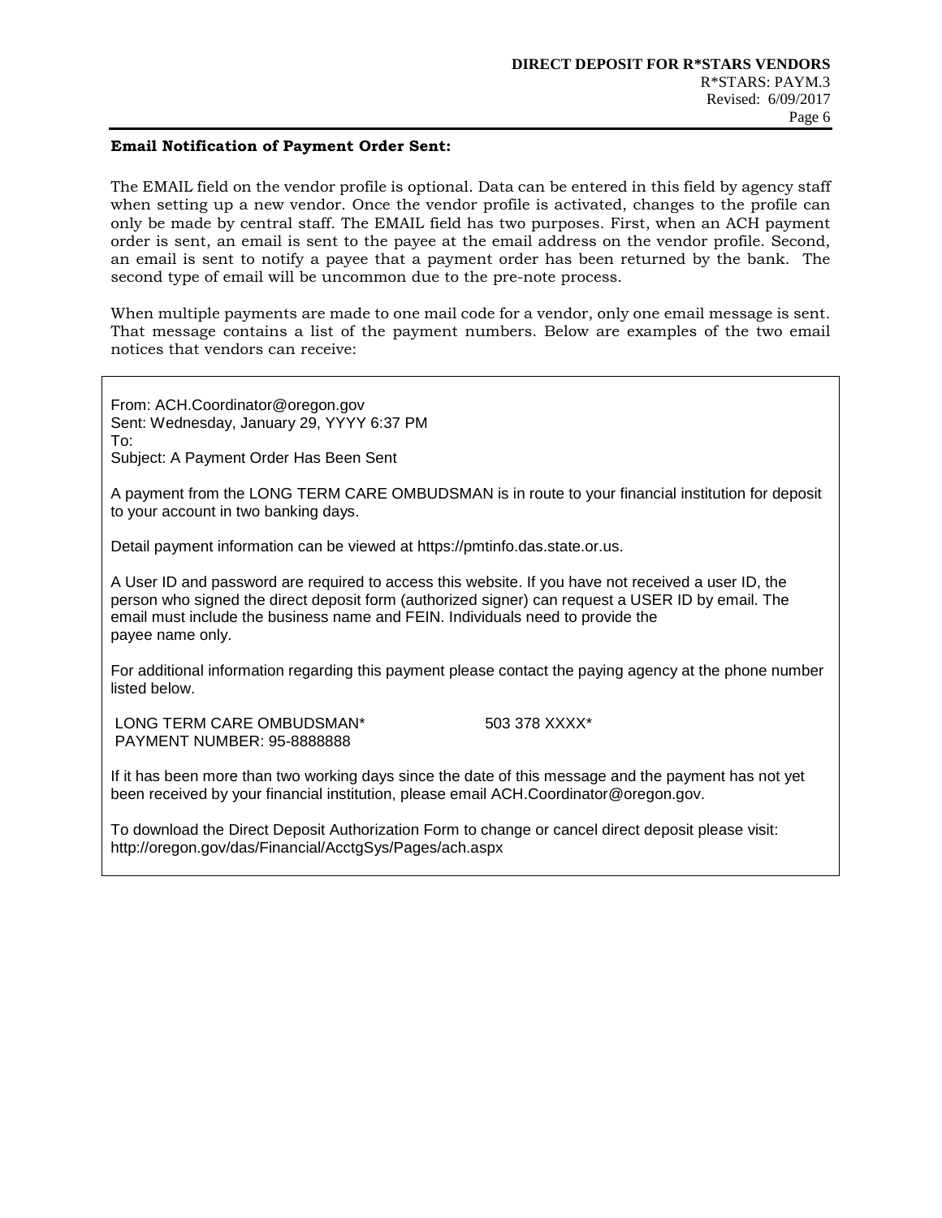**Email Notification of Payment Order Sent:**

The EMAIL field on the vendor profile is optional. Data can be entered in this field by agency staff when setting up a new vendor. Once the vendor profile is activated, changes to the profile can only be made by central staff. The EMAIL field has two purposes. First, when an ACH payment order is sent, an email is sent to the payee at the email address on the vendor profile. Second, an email is sent to notify a payee that a payment order has been returned by the bank. The second type of email will be uncommon due to the pre-note process.

When multiple payments are made to one mail code for a vendor, only one email message is sent. That message contains a list of the payment numbers. Below are examples of the two email notices that vendors can receive:

---

From: ACH.Coordinator@oregon.gov
Sent: Wednesday, January 29, YYYY 6:37 PM
To:
Subject: A Payment Order Has Been Sent

A payment from the LONG TERM CARE OMBUDSMAN is in route to your financial institution for deposit to your account in two banking days.

Detail payment information can be viewed at https://pmtinfo.das.state.or.us.

A User ID and password are required to access this website. If you have not received a user ID, the person who signed the direct deposit form (authorized signer) can request a USER ID by email. The email must include the business name and FEIN. Individuals need to provide the payee name only.

For additional information regarding this payment please contact the paying agency at the phone number listed below.

LONG TERM CARE OMBUDSMAN* 503 378 XXXX*
PAYMENT NUMBER: 95-8888888

If it has been more than two working days since the date of this message and the payment has not yet been received by your financial institution, please email ACH.Coordinator@oregon.gov.

To download the Direct Deposit Authorization Form to change or cancel direct deposit please visit:
http://oregon.gov/das/Financial/AcctgSys/Pages/ach.aspx

---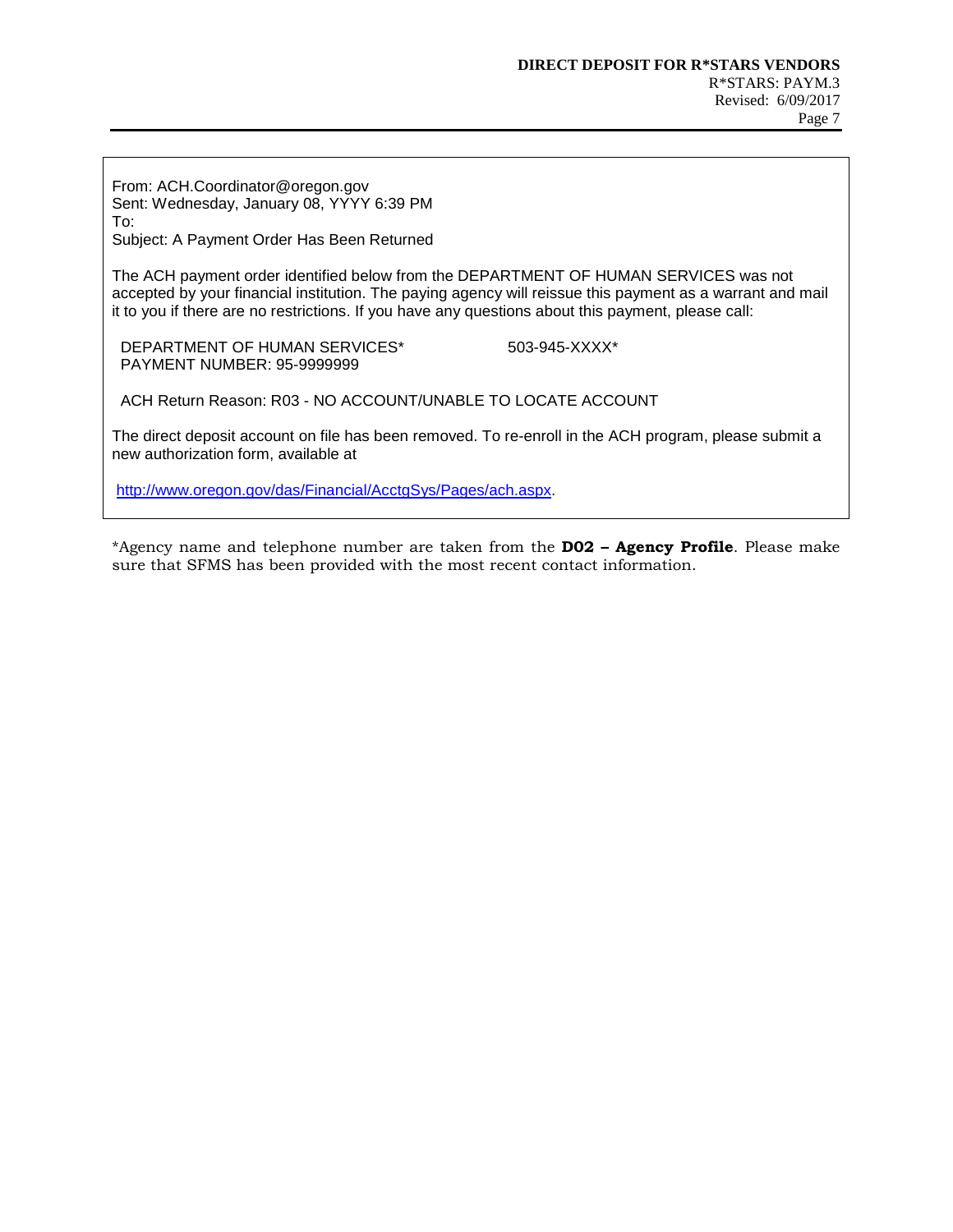From: ACH.Coordinator@oregon.gov
Sent: Wednesday, January 08, YYYY 6:39 PM
To:
Subject: A Payment Order Has Been Returned

The ACH payment order identified below from the DEPARTMENT OF HUMAN SERVICES was not accepted by your financial institution. The paying agency will reissue this payment as a warrant and mail it to you if there are no restrictions. If you have any questions about this payment, please call:

DEPARTMENT OF HUMAN SERVICES* 503-945-XXXX*
PAYMENT NUMBER: 95-9999999

ACH Return Reason: R03 - NO ACCOUNT/UNABLE TO LOCATE ACCOUNT

The direct deposit account on file has been removed. To re-enroll in the ACH program, please submit a new authorization form, available at

http://www.oregon.gov/das/Financial/AcctgSys/Pages/ach.aspx.

*Agency name and telephone number are taken from the **D02 – Agency Profile**. Please make sure that SFMS has been provided with the most recent contact information.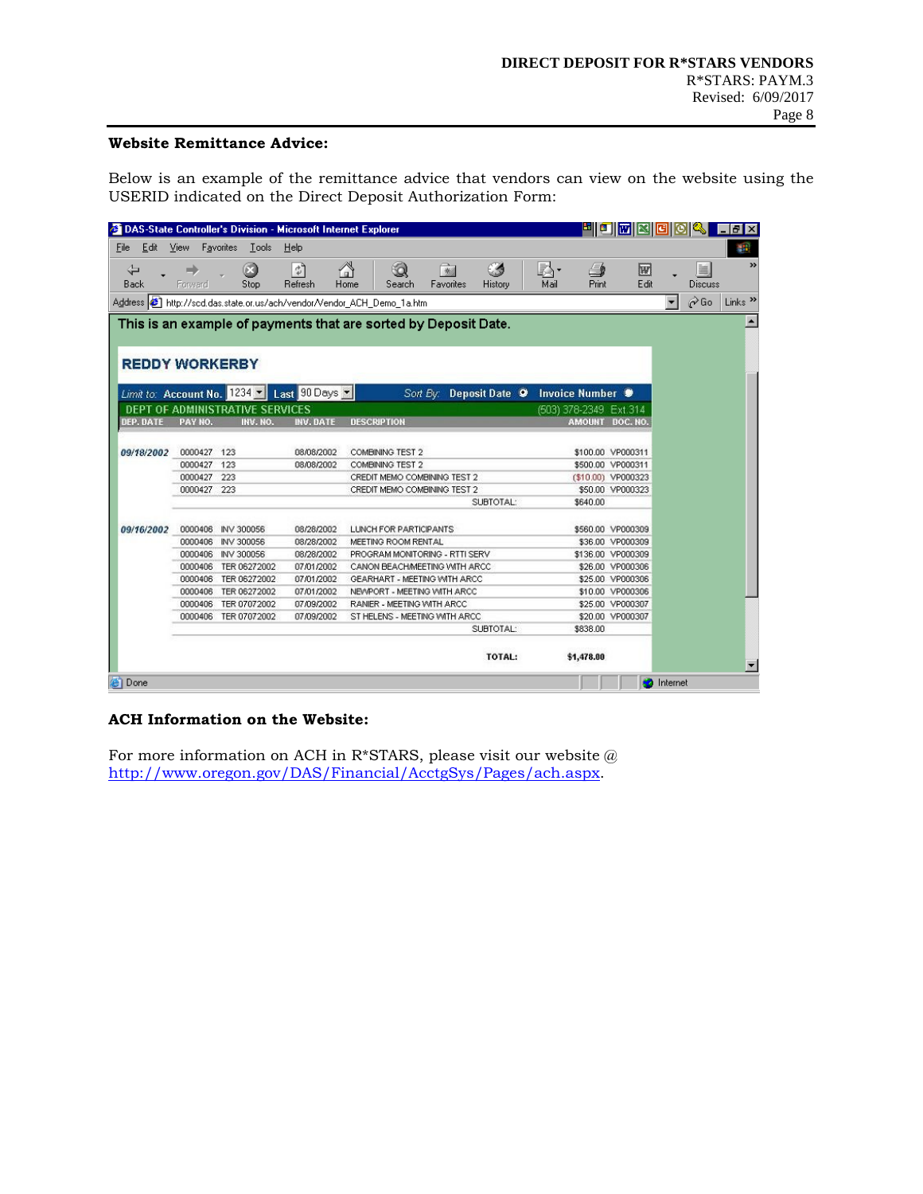**Website Remittance Advice:**

Below is an example of the remittance advice that vendors can view on the website using the USERID indicated on the Direct Deposit Authorization Form:

DAS-State Controller's Division - Microsoft Internet Explorer

Address: http://scd.das.state.or.us/ach/vendor/Vendor_ACH_Demo_1a.htm

This is an example of payments that are sorted by Deposit Date.

**REDDY WORKERBY**

Limit to: Account No. 1234 Last 90 Days Sort By: Deposit Date Invoice Number

DEPT OF ADMINISTRATIVE SERVICES (503) 378-2349 Ext.314

| DEP. DATE | PAY NO. | INV. NO. | INV. DATE | DESCRIPTION | AMOUNT | DOC. NO. |
|---|---|---|---|---|---|---|
| 09/18/2002 | 0000427 | 123 | 08/08/2002 | COMBINING TEST 2 | $100.00 | VP000311 |
| | 0000427 | 123 | 08/08/2002 | COMBINING TEST 2 | $500.00 | VP000311 |
| | 0000427 | 223 | | CREDIT MEMO COMBINING TEST 2 | ($10.00) | VP000323 |
| | 0000427 | 223 | | CREDIT MEMO COMBINING TEST 2 | $50.00 | VP000323 |
| | | | | SUBTOTAL: | $640.00 | |
| 09/16/2002 | 0000406 | INV 300056 | 08/28/2002 | LUNCH FOR PARTICIPANTS | $560.00 | VP000309 |
| | 0000406 | INV 300056 | 08/28/2002 | MEETING ROOM RENTAL | $36.00 | VP000309 |
| | 0000406 | INV 300056 | 08/28/2002 | PROGRAM MONITORING - RTTI SERV | $136.00 | VP000309 |
| | 0000406 | TER 06272002 | 07/01/2002 | CANON BEACH/MEETING WITH ARCC | $26.00 | VP000306 |
| | 0000406 | TER 06272002 | 07/01/2002 | GEARHART - MEETING WITH ARCC | $25.00 | VP000306 |
| | 0000406 | TER 06272002 | 07/01/2002 | NEWPORT - MEETING WITH ARCC | $10.00 | VP000306 |
| | 0000406 | TER 07072002 | 07/09/2002 | RANIER - MEETING WITH ARCC | $25.00 | VP000307 |
| | 0000406 | TER 07072002 | 07/09/2002 | ST HELENS - MEETING WITH ARCC | $20.00 | VP000307 |
| | | | | SUBTOTAL: | $838.00 | |
| | | | | TOTAL: | $1,478.00 | |

**ACH Information on the Website:**

For more information on ACH in R*STARS, please visit our website @ http://www.oregon.gov/DAS/Financial/AcctgSys/Pages/ach.aspx.